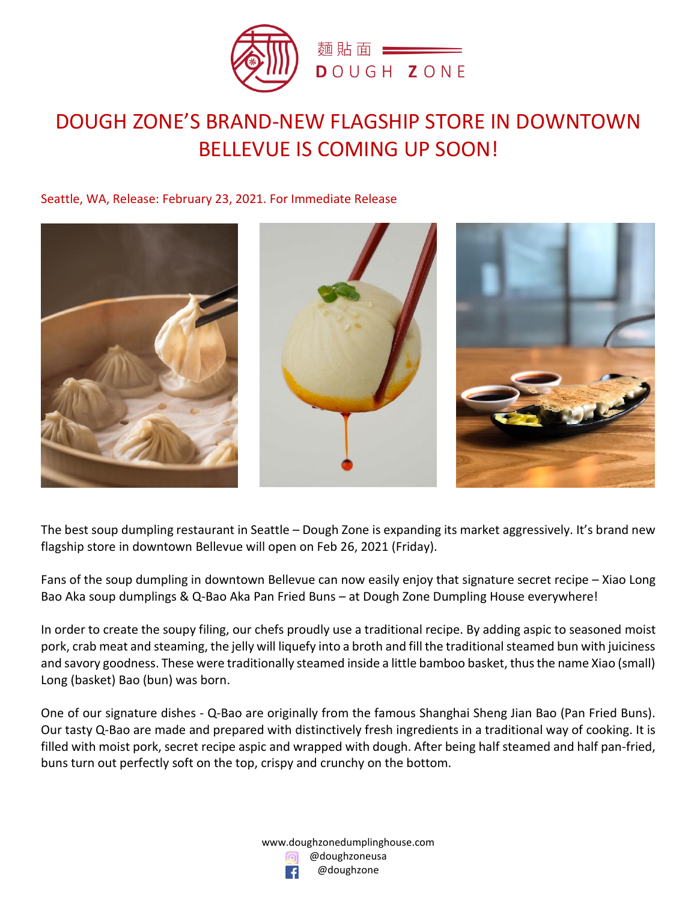麵貼面 DOUGH ZONE

# DOUGH ZONE'S BRAND-NEW FLAGSHIP STORE IN DOWNTOWN BELLEVUE IS COMING UP SOON!

Seattle, WA, Release: February 23, 2021. For Immediate Release

The best soup dumpling restaurant in Seattle – Dough Zone is expanding its market aggressively. It's brand new flagship store in downtown Bellevue will open on Feb 26, 2021 (Friday).

Fans of the soup dumpling in downtown Bellevue can now easily enjoy that signature secret recipe – Xiao Long Bao Aka soup dumplings & Q-Bao Aka Pan Fried Buns – at Dough Zone Dumpling House everywhere!

In order to create the soupy filing, our chefs proudly use a traditional recipe. By adding aspic to seasoned moist pork, crab meat and steaming, the jelly will liquefy into a broth and fill the traditional steamed bun with juiciness and savory goodness. These were traditionally steamed inside a little bamboo basket, thus the name Xiao (small) Long (basket) Bao (bun) was born.

One of our signature dishes - Q-Bao are originally from the famous Shanghai Sheng Jian Bao (Pan Fried Buns). Our tasty Q-Bao are made and prepared with distinctively fresh ingredients in a traditional way of cooking. It is filled with moist pork, secret recipe aspic and wrapped with dough. After being half steamed and half pan-fried, buns turn out perfectly soft on the top, crispy and crunchy on the bottom.

www.doughzonedumplinghouse.com
@doughzoneusa
@doughzone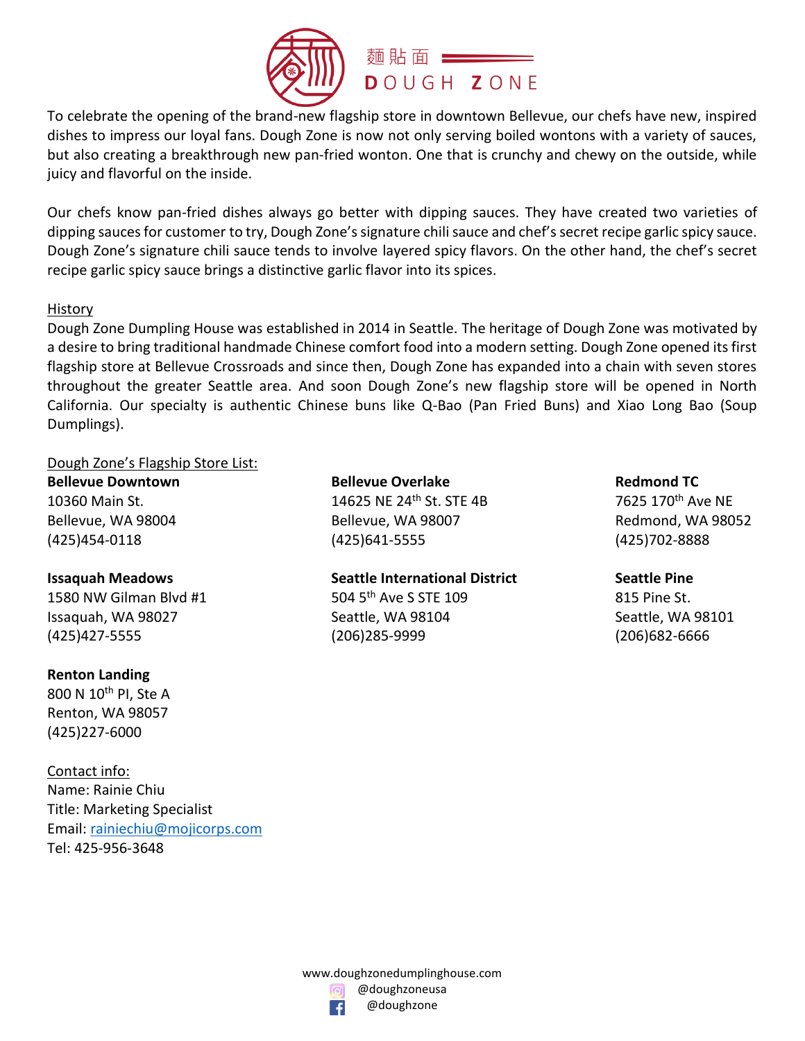麵貼面 DOUGH ZONE

To celebrate the opening of the brand-new flagship store in downtown Bellevue, our chefs have new, inspired dishes to impress our loyal fans. Dough Zone is now not only serving boiled wontons with a variety of sauces, but also creating a breakthrough new pan-fried wonton. One that is crunchy and chewy on the outside, while juicy and flavorful on the inside.

Our chefs know pan-fried dishes always go better with dipping sauces. They have created two varieties of dipping sauces for customer to try, Dough Zone's signature chili sauce and chef's secret recipe garlic spicy sauce. Dough Zone's signature chili sauce tends to involve layered spicy flavors. On the other hand, the chef's secret recipe garlic spicy sauce brings a distinctive garlic flavor into its spices.

History

Dough Zone Dumpling House was established in 2014 in Seattle. The heritage of Dough Zone was motivated by a desire to bring traditional handmade Chinese comfort food into a modern setting. Dough Zone opened its first flagship store at Bellevue Crossroads and since then, Dough Zone has expanded into a chain with seven stores throughout the greater Seattle area. And soon Dough Zone's new flagship store will be opened in North California. Our specialty is authentic Chinese buns like Q-Bao (Pan Fried Buns) and Xiao Long Bao (Soup Dumplings).

Dough Zone's Flagship Store List:

**Bellevue Downtown**
10360 Main St.
Bellevue, WA 98004
(425)454-0118

**Bellevue Overlake**
14625 NE 24th St. STE 4B
Bellevue, WA 98007
(425)641-5555

**Redmond TC**
7625 170th Ave NE
Redmond, WA 98052
(425)702-8888

**Issaquah Meadows**
1580 NW Gilman Blvd #1
Issaquah, WA 98027
(425)427-5555

**Seattle International District**
504 5th Ave S STE 109
Seattle, WA 98104
(206)285-9999

**Seattle Pine**
815 Pine St.
Seattle, WA 98101
(206)682-6666

**Renton Landing**
800 N 10th Pl, Ste A
Renton, WA 98057
(425)227-6000

Contact info:
Name: Rainie Chiu
Title: Marketing Specialist
Email: rainiechiu@mojicorps.com
Tel: 425-956-3648

www.doughzonedumplinghouse.com
@doughzoneusa
@doughzone